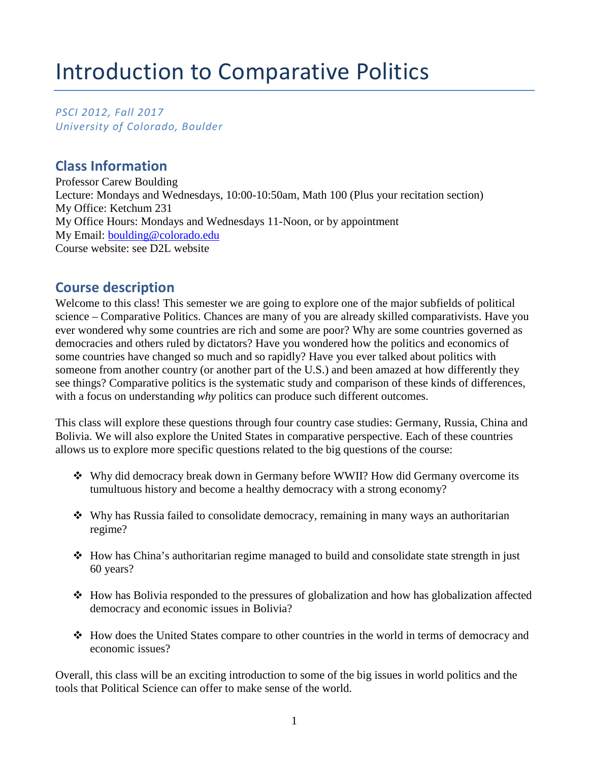# Introduction to Comparative Politics

*PSCI 2012, Fall 2017*
*University of Colorado, Boulder*

## Class Information

Professor Carew Boulding
Lecture: Mondays and Wednesdays, 10:00-10:50am, Math 100 (Plus your recitation section)
My Office: Ketchum 231
My Office Hours: Mondays and Wednesdays 11-Noon, or by appointment
My Email: [boulding@colorado.edu](mailto:boulding@colorado.edu)
Course website: see D2L website

## Course description

Welcome to this class! This semester we are going to explore one of the major subfields of political science – Comparative Politics. Chances are many of you are already skilled comparativists. Have you ever wondered why some countries are rich and some are poor? Why are some countries governed as democracies and others ruled by dictators? Have you wondered how the politics and economics of some countries have changed so much and so rapidly? Have you ever talked about politics with someone from another country (or another part of the U.S.) and been amazed at how differently they see things? Comparative politics is the systematic study and comparison of these kinds of differences, with a focus on understanding *why* politics can produce such different outcomes.

This class will explore these questions through four country case studies: Germany, Russia, China and Bolivia. We will also explore the United States in comparative perspective. Each of these countries allows us to explore more specific questions related to the big questions of the course:

- Why did democracy break down in Germany before WWII? How did Germany overcome its tumultuous history and become a healthy democracy with a strong economy?
- Why has Russia failed to consolidate democracy, remaining in many ways an authoritarian regime?
- How has China's authoritarian regime managed to build and consolidate state strength in just 60 years?
- How has Bolivia responded to the pressures of globalization and how has globalization affected democracy and economic issues in Bolivia?
- How does the United States compare to other countries in the world in terms of democracy and economic issues?

Overall, this class will be an exciting introduction to some of the big issues in world politics and the tools that Political Science can offer to make sense of the world.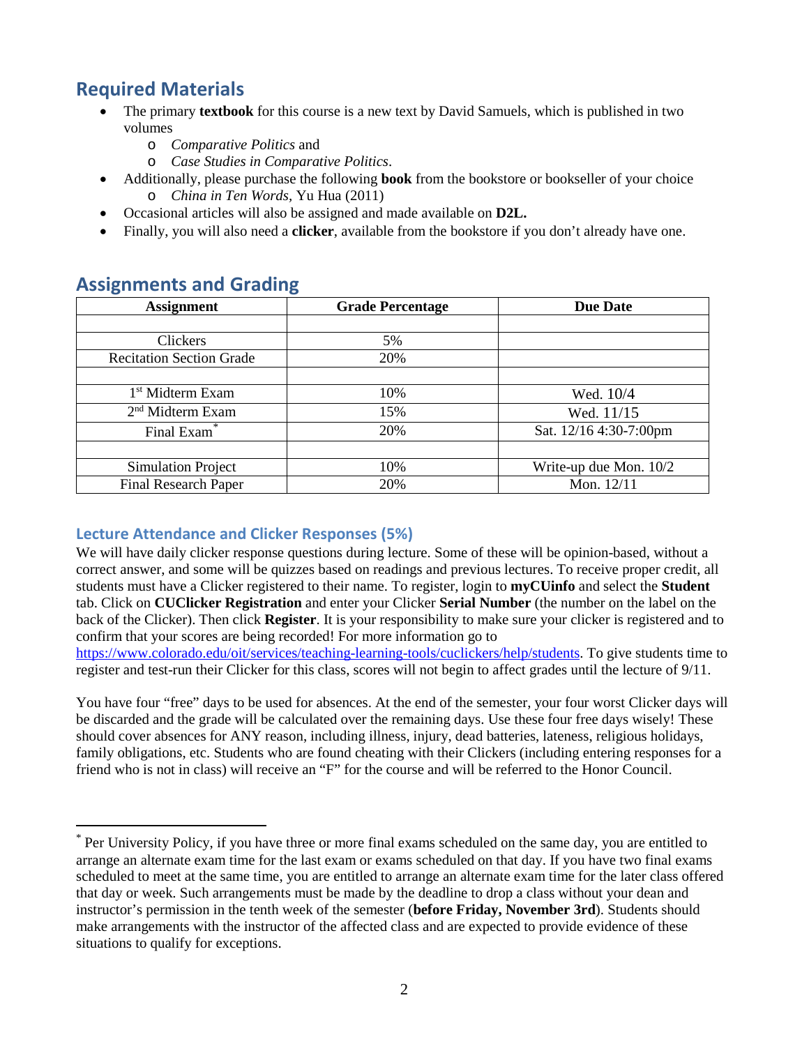## Required Materials

- The primary **textbook** for this course is a new text by David Samuels, which is published in two volumes
    - *Comparative Politics* and
    - *Case Studies in Comparative Politics*.
- Additionally, please purchase the following **book** from the bookstore or bookseller of your choice
    - *China in Ten Words*, Yu Hua (2011)
- Occasional articles will also be assigned and made available on **D2L.**
- Finally, you will also need a **clicker**, available from the bookstore if you don't already have one.

## Assignments and Grading

| Assignment | Grade Percentage | Due Date |
|---|---|---|
| | | |
| Clickers | 5% | |
| Recitation Section Grade | 20% | |
| | | |
| 1st Midterm Exam | 10% | Wed. 10/4 |
| 2nd Midterm Exam | 15% | Wed. 11/15 |
| Final Exam* | 20% | Sat. 12/16 4:30-7:00pm |
| | | |
| Simulation Project | 10% | Write-up due Mon. 10/2 |
| Final Research Paper | 20% | Mon. 12/11 |

### Lecture Attendance and Clicker Responses (5%)

We will have daily clicker response questions during lecture. Some of these will be opinion-based, without a correct answer, and some will be quizzes based on readings and previous lectures. To receive proper credit, all students must have a Clicker registered to their name. To register, login to **myCUinfo** and select the **Student** tab. Click on **CUClicker Registration** and enter your Clicker **Serial Number** (the number on the label on the back of the Clicker). Then click **Register**. It is your responsibility to make sure your clicker is registered and to confirm that your scores are being recorded! For more information go to https://www.colorado.edu/oit/services/teaching-learning-tools/cuclickers/help/students. To give students time to register and test-run their Clicker for this class, scores will not begin to affect grades until the lecture of 9/11.

You have four "free" days to be used for absences. At the end of the semester, your four worst Clicker days will be discarded and the grade will be calculated over the remaining days. Use these four free days wisely! These should cover absences for ANY reason, including illness, injury, dead batteries, lateness, religious holidays, family obligations, etc. Students who are found cheating with their Clickers (including entering responses for a friend who is not in class) will receive an "F" for the course and will be referred to the Honor Council.

---

* Per University Policy, if you have three or more final exams scheduled on the same day, you are entitled to arrange an alternate exam time for the last exam or exams scheduled on that day. If you have two final exams scheduled to meet at the same time, you are entitled to arrange an alternate exam time for the later class offered that day or week. Such arrangements must be made by the deadline to drop a class without your dean and instructor's permission in the tenth week of the semester (**before Friday, November 3rd**). Students should make arrangements with the instructor of the affected class and are expected to provide evidence of these situations to qualify for exceptions.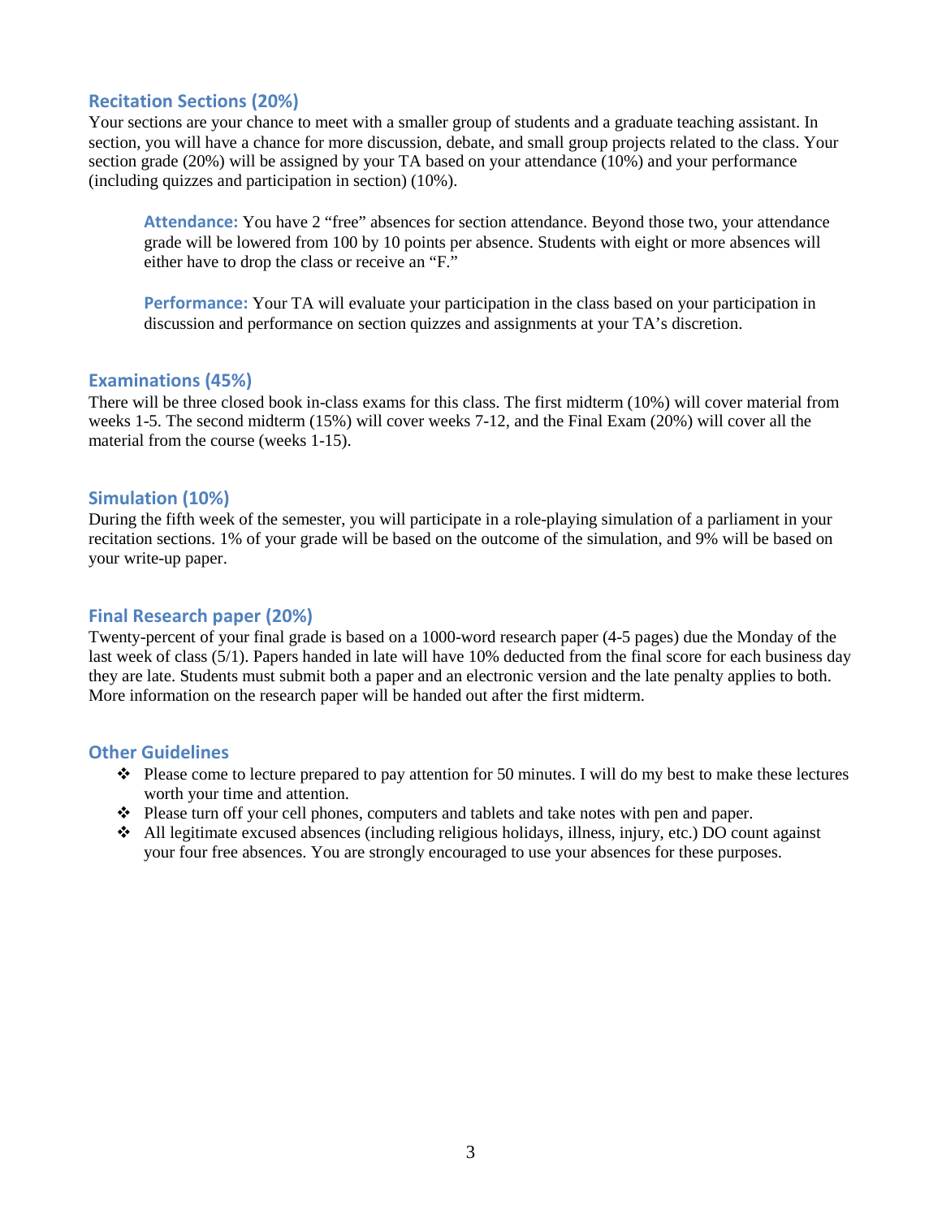## Recitation Sections (20%)

Your sections are your chance to meet with a smaller group of students and a graduate teaching assistant. In section, you will have a chance for more discussion, debate, and small group projects related to the class. Your section grade (20%) will be assigned by your TA based on your attendance (10%) and your performance (including quizzes and participation in section) (10%).

> **Attendance:** You have 2 “free” absences for section attendance. Beyond those two, your attendance grade will be lowered from 100 by 10 points per absence. Students with eight or more absences will either have to drop the class or receive an “F.”
>
> **Performance:** Your TA will evaluate your participation in the class based on your participation in discussion and performance on section quizzes and assignments at your TA’s discretion.

## Examinations (45%)

There will be three closed book in-class exams for this class. The first midterm (10%) will cover material from weeks 1-5. The second midterm (15%) will cover weeks 7-12, and the Final Exam (20%) will cover all the material from the course (weeks 1-15).

## Simulation (10%)

During the fifth week of the semester, you will participate in a role-playing simulation of a parliament in your recitation sections. 1% of your grade will be based on the outcome of the simulation, and 9% will be based on your write-up paper.

## Final Research paper (20%)

Twenty-percent of your final grade is based on a 1000-word research paper (4-5 pages) due the Monday of the last week of class (5/1). Papers handed in late will have 10% deducted from the final score for each business day they are late. Students must submit both a paper and an electronic version and the late penalty applies to both. More information on the research paper will be handed out after the first midterm.

## Other Guidelines

- Please come to lecture prepared to pay attention for 50 minutes. I will do my best to make these lectures worth your time and attention.
- Please turn off your cell phones, computers and tablets and take notes with pen and paper.
- All legitimate excused absences (including religious holidays, illness, injury, etc.) DO count against your four free absences. You are strongly encouraged to use your absences for these purposes.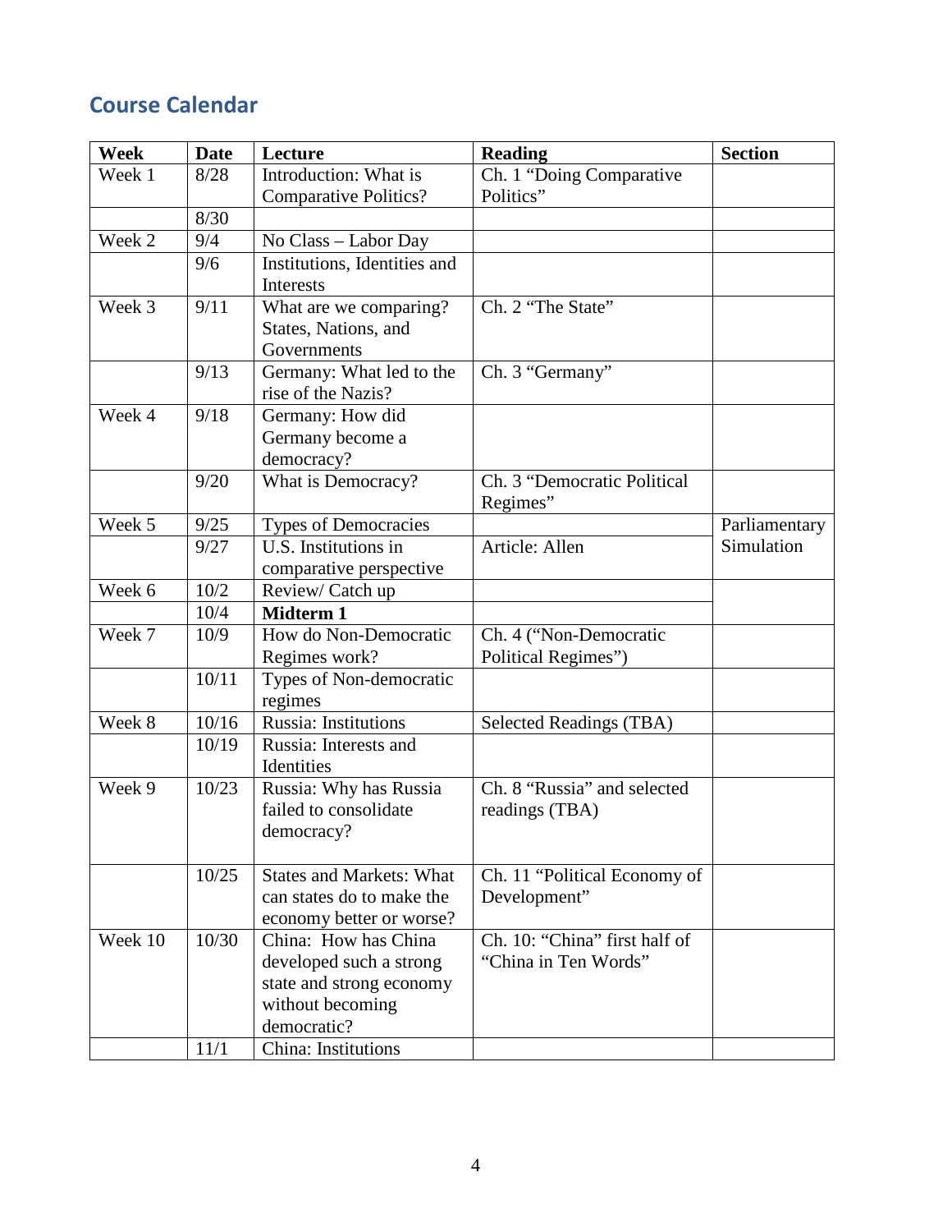## Course Calendar

| Week | Date | Lecture | Reading | Section |
|---|---|---|---|---|
| Week 1 | 8/28 | Introduction: What is Comparative Politics? | Ch. 1 "Doing Comparative Politics" | |
| | 8/30 | | | |
| Week 2 | 9/4 | No Class – Labor Day | | |
| | 9/6 | Institutions, Identities and Interests | | |
| Week 3 | 9/11 | What are we comparing? States, Nations, and Governments | Ch. 2 "The State" | |
| | 9/13 | Germany: What led to the rise of the Nazis? | Ch. 3 "Germany" | |
| Week 4 | 9/18 | Germany: How did Germany become a democracy? | | |
| | 9/20 | What is Democracy? | Ch. 3 "Democratic Political Regimes" | |
| Week 5 | 9/25 | Types of Democracies | | Parliamentary Simulation |
| | 9/27 | U.S. Institutions in comparative perspective | Article: Allen | |
| Week 6 | 10/2 | Review/ Catch up | | |
| | 10/4 | **Midterm 1** | | |
| Week 7 | 10/9 | How do Non-Democratic Regimes work? | Ch. 4 ("Non-Democratic Political Regimes") | |
| | 10/11 | Types of Non-democratic regimes | | |
| Week 8 | 10/16 | Russia: Institutions | Selected Readings (TBA) | |
| | 10/19 | Russia: Interests and Identities | | |
| Week 9 | 10/23 | Russia: Why has Russia failed to consolidate democracy? | Ch. 8 "Russia" and selected readings (TBA) | |
| | 10/25 | States and Markets: What can states do to make the economy better or worse? | Ch. 11 "Political Economy of Development" | |
| Week 10 | 10/30 | China: How has China developed such a strong state and strong economy without becoming democratic? | Ch. 10: "China" first half of "China in Ten Words" | |
| | 11/1 | China: Institutions | | |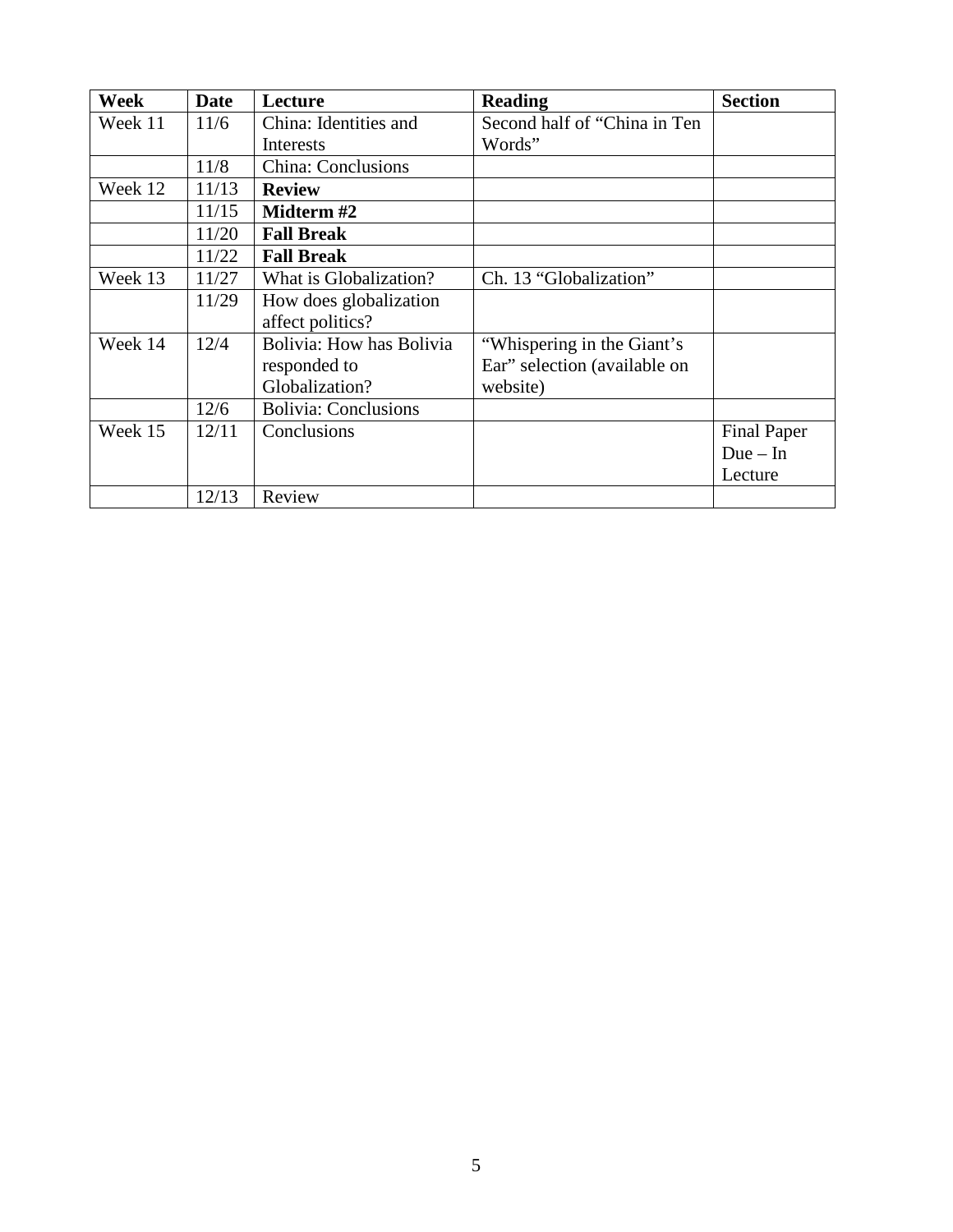| **Week** | **Date** | **Lecture** | **Reading** | **Section** |
|---|---|---|---|---|
| Week 11 | 11/6 | China: Identities and Interests | Second half of "China in Ten Words" | |
| | 11/8 | China: Conclusions | | |
| Week 12 | 11/13 | **Review** | | |
| | 11/15 | **Midterm #2** | | |
| | 11/20 | **Fall Break** | | |
| | 11/22 | **Fall Break** | | |
| Week 13 | 11/27 | What is Globalization? | Ch. 13 "Globalization" | |
| | 11/29 | How does globalization affect politics? | | |
| Week 14 | 12/4 | Bolivia: How has Bolivia responded to Globalization? | "Whispering in the Giant's Ear" selection (available on website) | |
| | 12/6 | Bolivia: Conclusions | | |
| Week 15 | 12/11 | Conclusions | | Final Paper Due – In Lecture |
| | 12/13 | Review | | |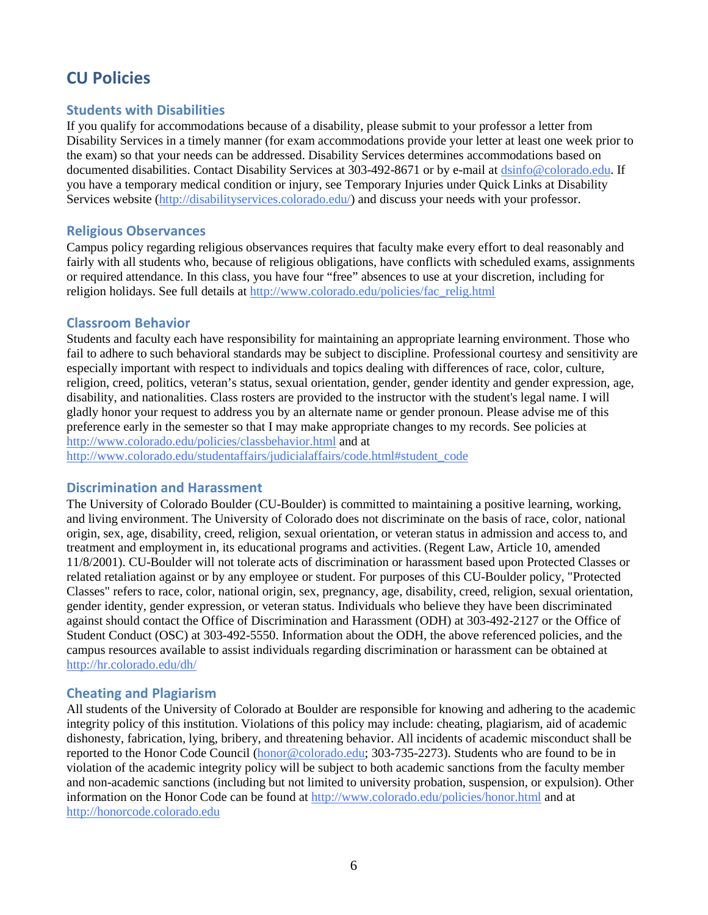## CU Policies

### Students with Disabilities

If you qualify for accommodations because of a disability, please submit to your professor a letter from Disability Services in a timely manner (for exam accommodations provide your letter at least one week prior to the exam) so that your needs can be addressed. Disability Services determines accommodations based on documented disabilities. Contact Disability Services at 303-492-8671 or by e-mail at dsinfo@colorado.edu. If you have a temporary medical condition or injury, see Temporary Injuries under Quick Links at Disability Services website (http://disabilityservices.colorado.edu/) and discuss your needs with your professor.

### Religious Observances

Campus policy regarding religious observances requires that faculty make every effort to deal reasonably and fairly with all students who, because of religious obligations, have conflicts with scheduled exams, assignments or required attendance. In this class, you have four "free" absences to use at your discretion, including for religion holidays. See full details at http://www.colorado.edu/policies/fac_relig.html

### Classroom Behavior

Students and faculty each have responsibility for maintaining an appropriate learning environment. Those who fail to adhere to such behavioral standards may be subject to discipline. Professional courtesy and sensitivity are especially important with respect to individuals and topics dealing with differences of race, color, culture, religion, creed, politics, veteran's status, sexual orientation, gender, gender identity and gender expression, age, disability, and nationalities. Class rosters are provided to the instructor with the student's legal name. I will gladly honor your request to address you by an alternate name or gender pronoun. Please advise me of this preference early in the semester so that I may make appropriate changes to my records. See policies at http://www.colorado.edu/policies/classbehavior.html and at http://www.colorado.edu/studentaffairs/judicialaffairs/code.html#student_code

### Discrimination and Harassment

The University of Colorado Boulder (CU-Boulder) is committed to maintaining a positive learning, working, and living environment. The University of Colorado does not discriminate on the basis of race, color, national origin, sex, age, disability, creed, religion, sexual orientation, or veteran status in admission and access to, and treatment and employment in, its educational programs and activities. (Regent Law, Article 10, amended 11/8/2001). CU-Boulder will not tolerate acts of discrimination or harassment based upon Protected Classes or related retaliation against or by any employee or student. For purposes of this CU-Boulder policy, "Protected Classes" refers to race, color, national origin, sex, pregnancy, age, disability, creed, religion, sexual orientation, gender identity, gender expression, or veteran status. Individuals who believe they have been discriminated against should contact the Office of Discrimination and Harassment (ODH) at 303-492-2127 or the Office of Student Conduct (OSC) at 303-492-5550. Information about the ODH, the above referenced policies, and the campus resources available to assist individuals regarding discrimination or harassment can be obtained at http://hr.colorado.edu/dh/

### Cheating and Plagiarism

All students of the University of Colorado at Boulder are responsible for knowing and adhering to the academic integrity policy of this institution. Violations of this policy may include: cheating, plagiarism, aid of academic dishonesty, fabrication, lying, bribery, and threatening behavior. All incidents of academic misconduct shall be reported to the Honor Code Council (honor@colorado.edu; 303-735-2273). Students who are found to be in violation of the academic integrity policy will be subject to both academic sanctions from the faculty member and non-academic sanctions (including but not limited to university probation, suspension, or expulsion). Other information on the Honor Code can be found at http://www.colorado.edu/policies/honor.html and at http://honorcode.colorado.edu